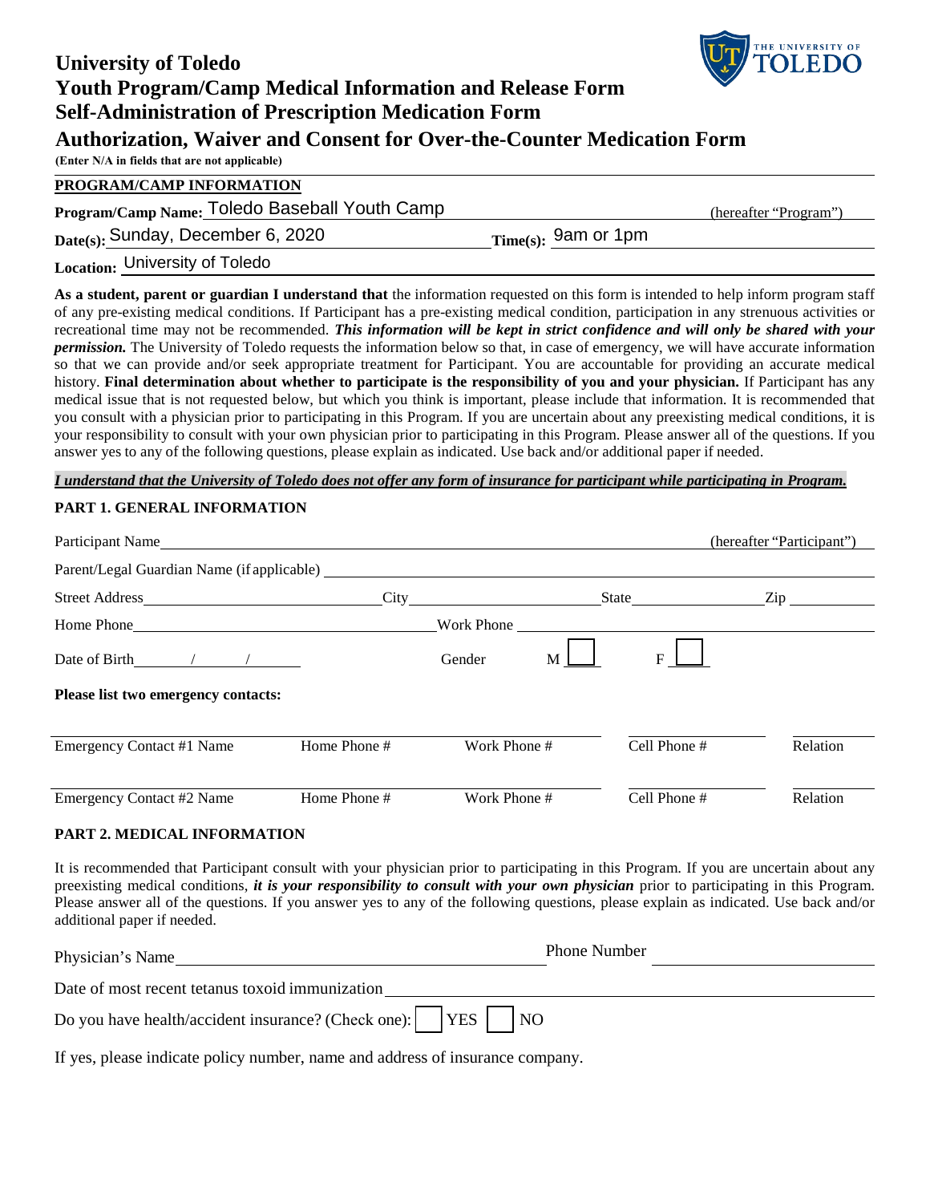# University of Toledo
# Youth Program/Camp Medical Information and Release Form
# Self-Administration of Prescription Medication Form
# Authorization, Waiver and Consent for Over-the-Counter Medication Form

**(Enter N/A in fields that are not applicable)**

**PROGRAM/CAMP INFORMATION**

**Program/Camp Name:** Toledo Baseball Youth Camp (hereafter "Program")

**Date(s):** Sunday, December 6, 2020 **Time(s):** 9am or 1pm

**Location:** University of Toledo

**As a student, parent or guardian I understand that** the information requested on this form is intended to help inform program staff of any pre-existing medical conditions. If Participant has a pre-existing medical condition, participation in any strenuous activities or recreational time may not be recommended. ***This information will be kept in strict confidence and will only be shared with your permission.*** The University of Toledo requests the information below so that, in case of emergency, we will have accurate information so that we can provide and/or seek appropriate treatment for Participant. You are accountable for providing an accurate medical history. **Final determination about whether to participate is the responsibility of you and your physician.** If Participant has any medical issue that is not requested below, but which you think is important, please include that information. It is recommended that you consult with a physician prior to participating in this Program. If you are uncertain about any preexisting medical conditions, it is your responsibility to consult with your own physician prior to participating in this Program. Please answer all of the questions. If you answer yes to any of the following questions, please explain as indicated. Use back and/or additional paper if needed.

***I understand that the University of Toledo does not offer any form of insurance for participant while participating in Program.***

**PART 1. GENERAL INFORMATION**

Participant Name ____________________ (hereafter "Participant")

Parent/Legal Guardian Name (if applicable) ____________________

Street Address ____________ City ____________ State ____________ Zip ____________

Home Phone ____________ Work Phone ____________

Date of Birth ____/____/____ Gender M ☐ F ☐

**Please list two emergency contacts:**

| Emergency Contact #1 Name | Home Phone # | Work Phone # | Cell Phone # | Relation |
|---|---|---|---|---|
| Emergency Contact #2 Name | Home Phone # | Work Phone # | Cell Phone # | Relation |

**PART 2. MEDICAL INFORMATION**

It is recommended that Participant consult with your physician prior to participating in this Program. If you are uncertain about any preexisting medical conditions, ***it is your responsibility to consult with your own physician*** prior to participating in this Program. Please answer all of the questions. If you answer yes to any of the following questions, please explain as indicated. Use back and/or additional paper if needed.

Physician's Name ____________________ Phone Number ____________

Date of most recent tetanus toxoid immunization ____________________

Do you have health/accident insurance? (Check one): ☐ YES ☐ NO

If yes, please indicate policy number, name and address of insurance company.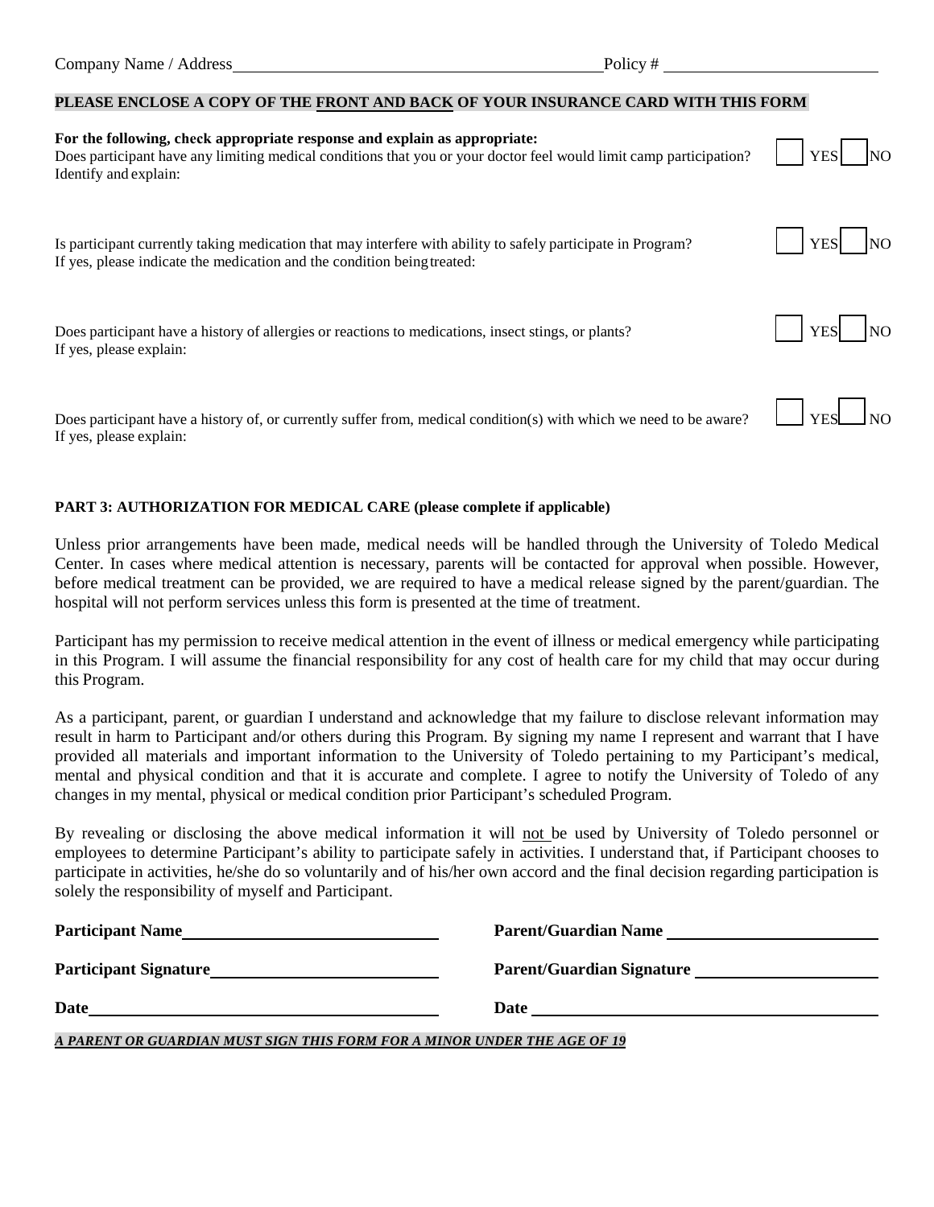Company Name / Address\_\_\_\_\_\_\_\_\_\_\_\_\_\_\_\_\_\_\_\_\_\_\_\_\_\_\_\_\_\_\_\_\_\_\_\_\_\_\_\_ Policy # \_\_\_\_\_\_\_\_\_\_\_\_\_\_\_\_\_\_\_\_\_\_\_\_

**PLEASE ENCLOSE A COPY OF THE <u>FRONT AND BACK</u> OF YOUR INSURANCE CARD WITH THIS FORM**

**For the following, check appropriate response and explain as appropriate:**

Does participant have any limiting medical conditions that you or your doctor feel would limit camp participation? ☐ YES ☐ NO
Identify and explain:

Is participant currently taking medication that may interfere with ability to safely participate in Program? ☐ YES ☐ NO
If yes, please indicate the medication and the condition being treated:

Does participant have a history of allergies or reactions to medications, insect stings, or plants? ☐ YES ☐ NO
If yes, please explain:

Does participant have a history of, or currently suffer from, medical condition(s) with which we need to be aware? ☐ YES ☐ NO
If yes, please explain:

**PART 3: AUTHORIZATION FOR MEDICAL CARE (please complete if applicable)**

Unless prior arrangements have been made, medical needs will be handled through the University of Toledo Medical Center. In cases where medical attention is necessary, parents will be contacted for approval when possible. However, before medical treatment can be provided, we are required to have a medical release signed by the parent/guardian. The hospital will not perform services unless this form is presented at the time of treatment.

Participant has my permission to receive medical attention in the event of illness or medical emergency while participating in this Program. I will assume the financial responsibility for any cost of health care for my child that may occur during this Program.

As a participant, parent, or guardian I understand and acknowledge that my failure to disclose relevant information may result in harm to Participant and/or others during this Program. By signing my name I represent and warrant that I have provided all materials and important information to the University of Toledo pertaining to my Participant's medical, mental and physical condition and that it is accurate and complete. I agree to notify the University of Toledo of any changes in my mental, physical or medical condition prior Participant's scheduled Program.

By revealing or disclosing the above medical information it will <u>not</u> be used by University of Toledo personnel or employees to determine Participant's ability to participate safely in activities. I understand that, if Participant chooses to participate in activities, he/she do so voluntarily and of his/her own accord and the final decision regarding participation is solely the responsibility of myself and Participant.

**Participant Name**\_\_\_\_\_\_\_\_\_\_\_\_\_\_\_\_\_\_\_\_\_\_\_\_\_\_ **Parent/Guardian Name** \_\_\_\_\_\_\_\_\_\_\_\_\_\_\_\_\_\_\_\_\_\_\_\_

**Participant Signature**\_\_\_\_\_\_\_\_\_\_\_\_\_\_\_\_\_\_\_\_\_\_\_\_ **Parent/Guardian Signature** \_\_\_\_\_\_\_\_\_\_\_\_\_\_\_\_\_\_\_\_

**Date**\_\_\_\_\_\_\_\_\_\_\_\_\_\_\_\_\_\_\_\_\_\_\_\_\_\_\_\_\_\_\_\_\_\_\_\_ **Date** \_\_\_\_\_\_\_\_\_\_\_\_\_\_\_\_\_\_\_\_\_\_\_\_\_\_\_\_\_\_\_\_\_\_\_\_

***<u>A PARENT OR GUARDIAN MUST SIGN THIS FORM FOR A MINOR UNDER THE AGE OF 19</u>***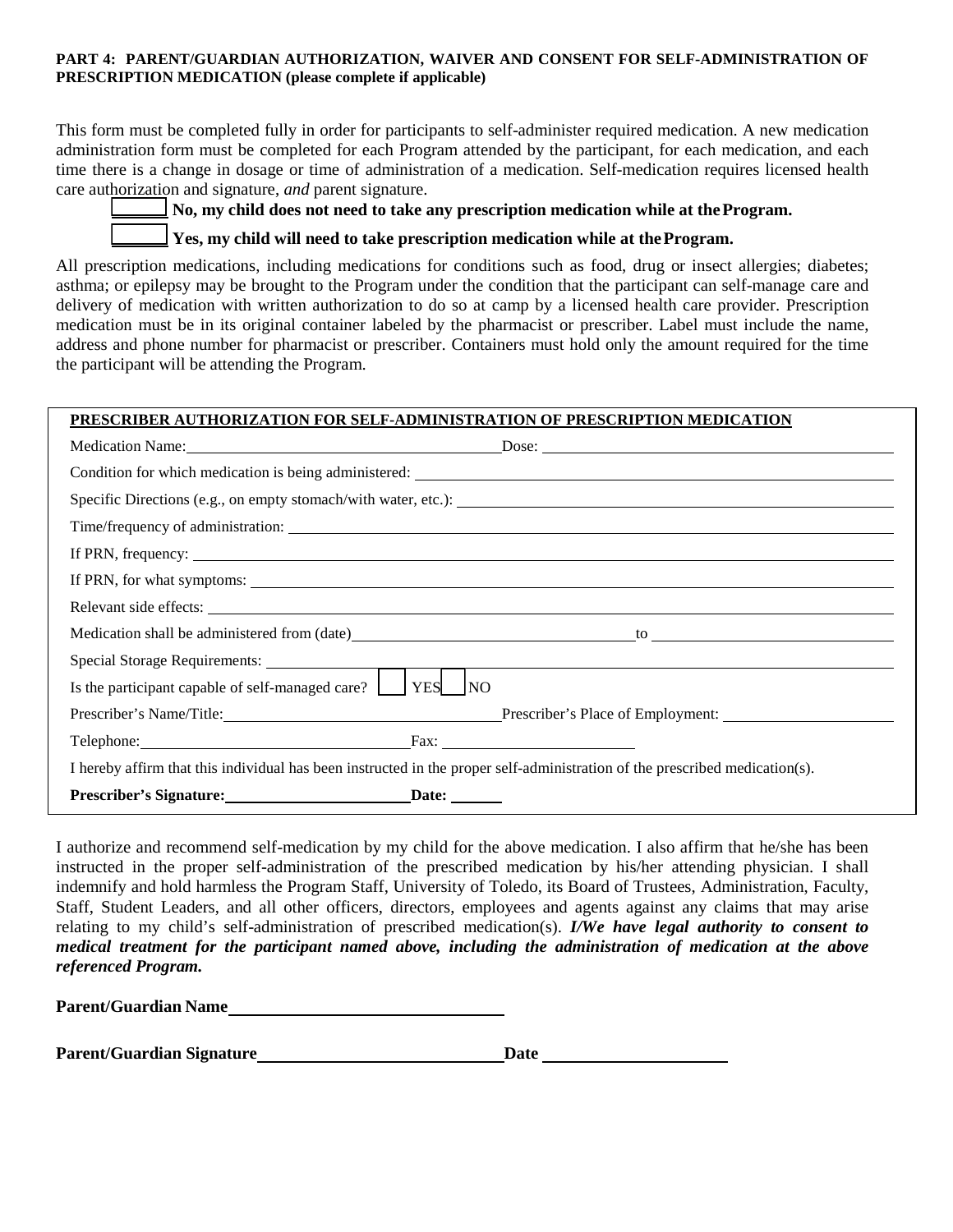**PART 4: PARENT/GUARDIAN AUTHORIZATION, WAIVER AND CONSENT FOR SELF-ADMINISTRATION OF PRESCRIPTION MEDICATION (please complete if applicable)**

This form must be completed fully in order for participants to self-administer required medication. A new medication administration form must be completed for each Program attended by the participant, for each medication, and each time there is a change in dosage or time of administration of a medication. Self-medication requires licensed health care authorization and signature, *and* parent signature.

______ **No, my child does not need to take any prescription medication while at the Program.**

______ **Yes, my child will need to take prescription medication while at the Program.**

All prescription medications, including medications for conditions such as food, drug or insect allergies; diabetes; asthma; or epilepsy may be brought to the Program under the condition that the participant can self-manage care and delivery of medication with written authorization to do so at camp by a licensed health care provider. Prescription medication must be in its original container labeled by the pharmacist or prescriber. Label must include the name, address and phone number for pharmacist or prescriber. Containers must hold only the amount required for the time the participant will be attending the Program.

**PRESCRIBER AUTHORIZATION FOR SELF-ADMINISTRATION OF PRESCRIPTION MEDICATION**

Medication Name: ______________________ Dose: ______________________

Condition for which medication is being administered: ______________________

Specific Directions (e.g., on empty stomach/with water, etc.): ______________________

Time/frequency of administration: ______________________

If PRN, frequency: ______________________

If PRN, for what symptoms: ______________________

Relevant side effects: ______________________

Medication shall be administered from (date) ______________________ to ______________________

Special Storage Requirements: ______________________

Is the participant capable of self-managed care? ☐ YES ☐ NO

Prescriber's Name/Title: ______________________ Prescriber's Place of Employment: ______________________

Telephone: ______________________ Fax: ______________________

I hereby affirm that this individual has been instructed in the proper self-administration of the prescribed medication(s).

**Prescriber's Signature:** ______________________ **Date:** ______

I authorize and recommend self-medication by my child for the above medication. I also affirm that he/she has been instructed in the proper self-administration of the prescribed medication by his/her attending physician. I shall indemnify and hold harmless the Program Staff, University of Toledo, its Board of Trustees, Administration, Faculty, Staff, Student Leaders, and all other officers, directors, employees and agents against any claims that may arise relating to my child's self-administration of prescribed medication(s). ***I/We have legal authority to consent to medical treatment for the participant named above, including the administration of medication at the above referenced Program.***

**Parent/Guardian Name** ______________________

**Parent/Guardian Signature** ______________________ **Date** ______________________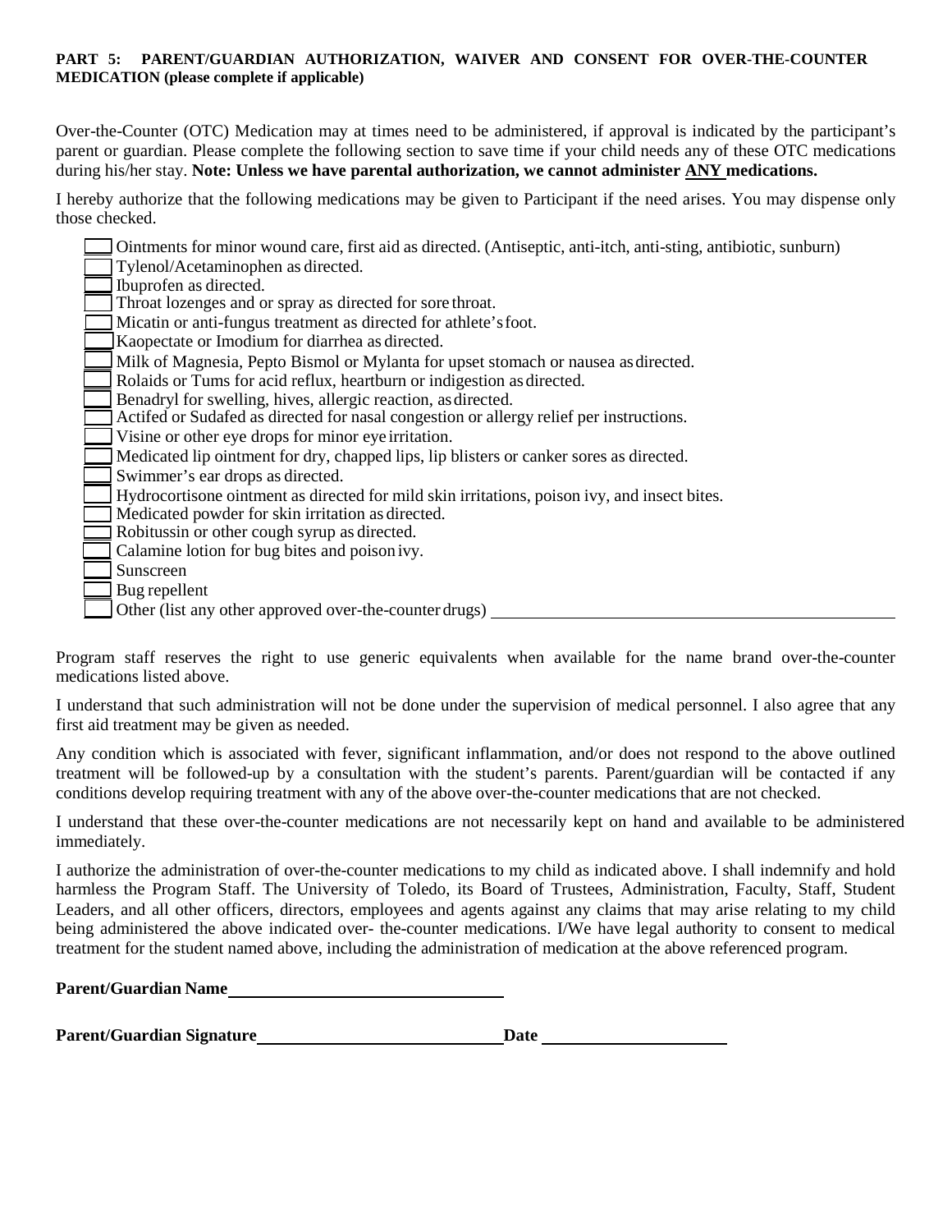**PART 5: PARENT/GUARDIAN AUTHORIZATION, WAIVER AND CONSENT FOR OVER-THE-COUNTER MEDICATION (please complete if applicable)**

Over-the-Counter (OTC) Medication may at times need to be administered, if approval is indicated by the participant's parent or guardian. Please complete the following section to save time if your child needs any of these OTC medications during his/her stay. **Note: Unless we have parental authorization, we cannot administer ANY medications.**

I hereby authorize that the following medications may be given to Participant if the need arises. You may dispense only those checked.

- ☐ Ointments for minor wound care, first aid as directed. (Antiseptic, anti-itch, anti-sting, antibiotic, sunburn)
- ☐ Tylenol/Acetaminophen as directed.
- ☐ Ibuprofen as directed.
- ☐ Throat lozenges and or spray as directed for sore throat.
- ☐ Micatin or anti-fungus treatment as directed for athlete's foot.
- ☐ Kaopectate or Imodium for diarrhea as directed.
- ☐ Milk of Magnesia, Pepto Bismol or Mylanta for upset stomach or nausea as directed.
- ☐ Rolaids or Tums for acid reflux, heartburn or indigestion as directed.
- ☐ Benadryl for swelling, hives, allergic reaction, as directed.
- ☐ Actifed or Sudafed as directed for nasal congestion or allergy relief per instructions.
- ☐ Visine or other eye drops for minor eye irritation.
- ☐ Medicated lip ointment for dry, chapped lips, lip blisters or canker sores as directed.
- ☐ Swimmer's ear drops as directed.
- ☐ Hydrocortisone ointment as directed for mild skin irritations, poison ivy, and insect bites.
- ☐ Medicated powder for skin irritation as directed.
- ☐ Robitussin or other cough syrup as directed.
- ☐ Calamine lotion for bug bites and poison ivy.
- ☐ Sunscreen
- ☐ Bug repellent
- ☐ Other (list any other approved over-the-counter drugs) ____________________

Program staff reserves the right to use generic equivalents when available for the name brand over-the-counter medications listed above.

I understand that such administration will not be done under the supervision of medical personnel. I also agree that any first aid treatment may be given as needed.

Any condition which is associated with fever, significant inflammation, and/or does not respond to the above outlined treatment will be followed-up by a consultation with the student's parents. Parent/guardian will be contacted if any conditions develop requiring treatment with any of the above over-the-counter medications that are not checked.

I understand that these over-the-counter medications are not necessarily kept on hand and available to be administered immediately.

I authorize the administration of over-the-counter medications to my child as indicated above. I shall indemnify and hold harmless the Program Staff. The University of Toledo, its Board of Trustees, Administration, Faculty, Staff, Student Leaders, and all other officers, directors, employees and agents against any claims that may arise relating to my child being administered the above indicated over- the-counter medications. I/We have legal authority to consent to medical treatment for the student named above, including the administration of medication at the above referenced program.

**Parent/Guardian Name** ____________________

**Parent/Guardian Signature** ____________________ **Date** ____________________